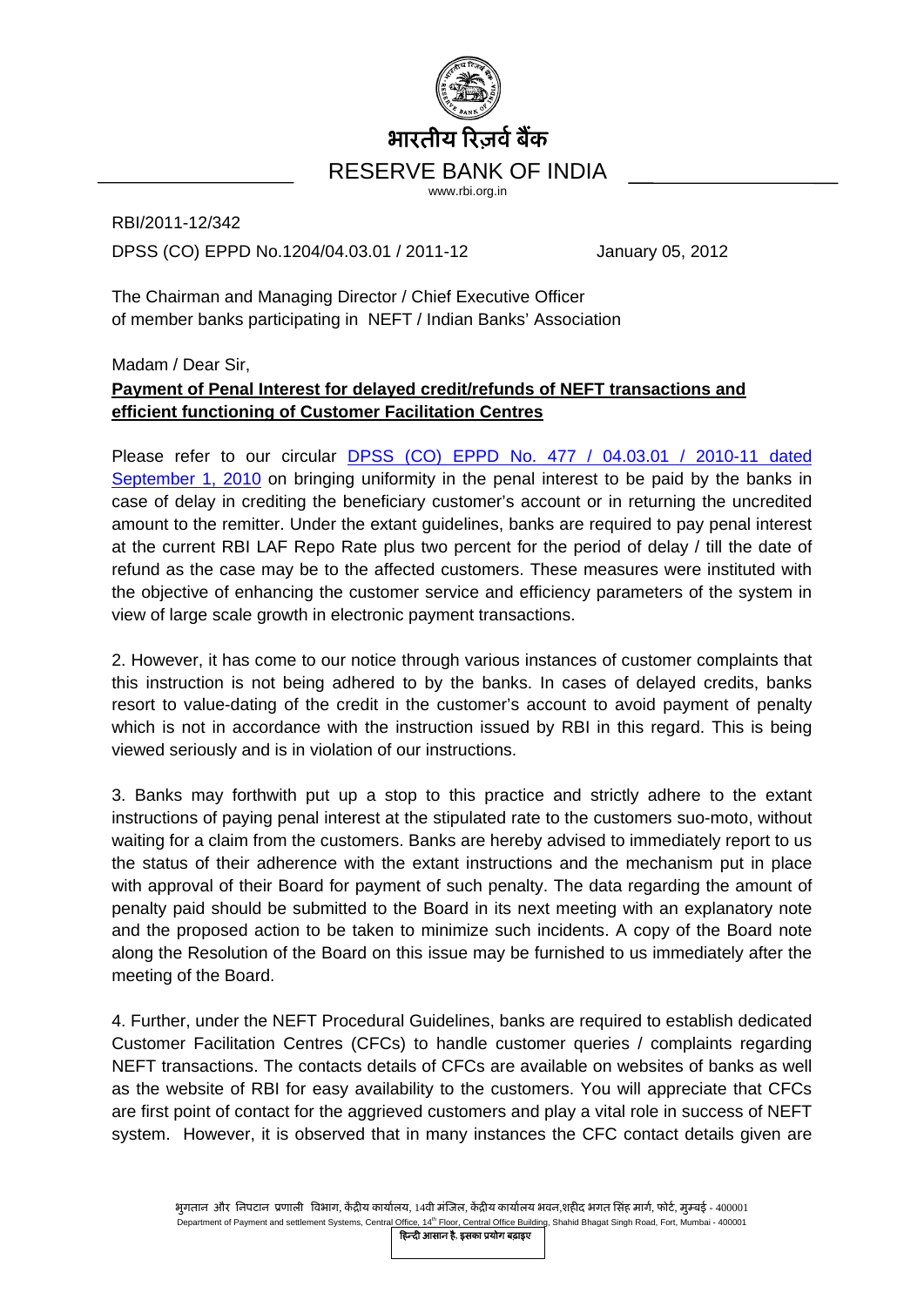भारतीय रिज़र्व बैंक

RESERVE BANK OF INDIA

www.rbi.org.in

RBI/2011-12/342

DPSS (CO) EPPD No.1204/04.03.01 / 2011-12 January 05, 2012

The Chairman and Managing Director / Chief Executive Officer
of member banks participating in NEFT / Indian Banks' Association

Madam / Dear Sir,

**Payment of Penal Interest for delayed credit/refunds of NEFT transactions and efficient functioning of Customer Facilitation Centres**

Please refer to our circular DPSS (CO) EPPD No. 477 / 04.03.01 / 2010-11 dated September 1, 2010 on bringing uniformity in the penal interest to be paid by the banks in case of delay in crediting the beneficiary customer's account or in returning the uncredited amount to the remitter. Under the extant guidelines, banks are required to pay penal interest at the current RBI LAF Repo Rate plus two percent for the period of delay / till the date of refund as the case may be to the affected customers. These measures were instituted with the objective of enhancing the customer service and efficiency parameters of the system in view of large scale growth in electronic payment transactions.

2. However, it has come to our notice through various instances of customer complaints that this instruction is not being adhered to by the banks. In cases of delayed credits, banks resort to value-dating of the credit in the customer's account to avoid payment of penalty which is not in accordance with the instruction issued by RBI in this regard. This is being viewed seriously and is in violation of our instructions.

3. Banks may forthwith put up a stop to this practice and strictly adhere to the extant instructions of paying penal interest at the stipulated rate to the customers suo-moto, without waiting for a claim from the customers. Banks are hereby advised to immediately report to us the status of their adherence with the extant instructions and the mechanism put in place with approval of their Board for payment of such penalty. The data regarding the amount of penalty paid should be submitted to the Board in its next meeting with an explanatory note and the proposed action to be taken to minimize such incidents. A copy of the Board note along the Resolution of the Board on this issue may be furnished to us immediately after the meeting of the Board.

4. Further, under the NEFT Procedural Guidelines, banks are required to establish dedicated Customer Facilitation Centres (CFCs) to handle customer queries / complaints regarding NEFT transactions. The contacts details of CFCs are available on websites of banks as well as the website of RBI for easy availability to the customers. You will appreciate that CFCs are first point of contact for the aggrieved customers and play a vital role in success of NEFT system. However, it is observed that in many instances the CFC contact details given are

भुगतान और निपटान प्रणाली विभाग, केंद्रीय कार्यालय, 14वी मंजिल, केंद्रीय कार्यालय भवन,शहीद भगत सिंह मार्ग, फोर्ट, मुम्बई - 400001
Department of Payment and settlement Systems, Central Office, 14th Floor, Central Office Building, Shahid Bhagat Singh Road, Fort, Mumbai - 400001

हिन्दी आसान है, इसका प्रयोग बढ़ाइए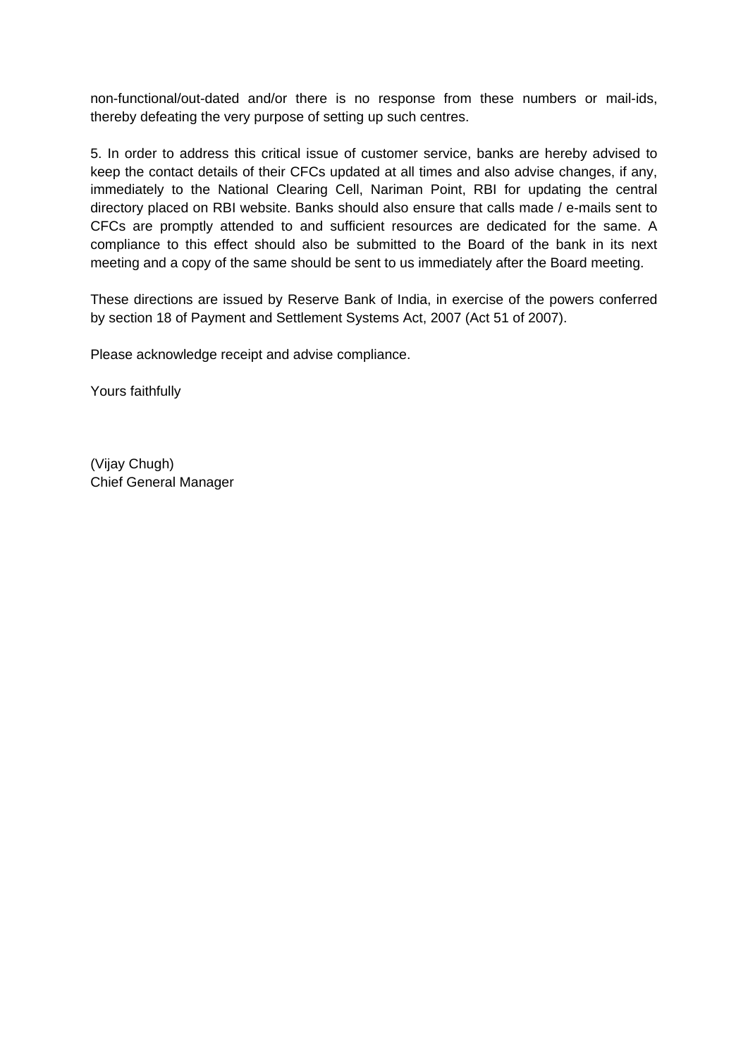non-functional/out-dated and/or there is no response from these numbers or mail-ids, thereby defeating the very purpose of setting up such centres.

5. In order to address this critical issue of customer service, banks are hereby advised to keep the contact details of their CFCs updated at all times and also advise changes, if any, immediately to the National Clearing Cell, Nariman Point, RBI for updating the central directory placed on RBI website. Banks should also ensure that calls made / e-mails sent to CFCs are promptly attended to and sufficient resources are dedicated for the same. A compliance to this effect should also be submitted to the Board of the bank in its next meeting and a copy of the same should be sent to us immediately after the Board meeting.

These directions are issued by Reserve Bank of India, in exercise of the powers conferred by section 18 of Payment and Settlement Systems Act, 2007 (Act 51 of 2007).

Please acknowledge receipt and advise compliance.

Yours faithfully

(Vijay Chugh)
Chief General Manager